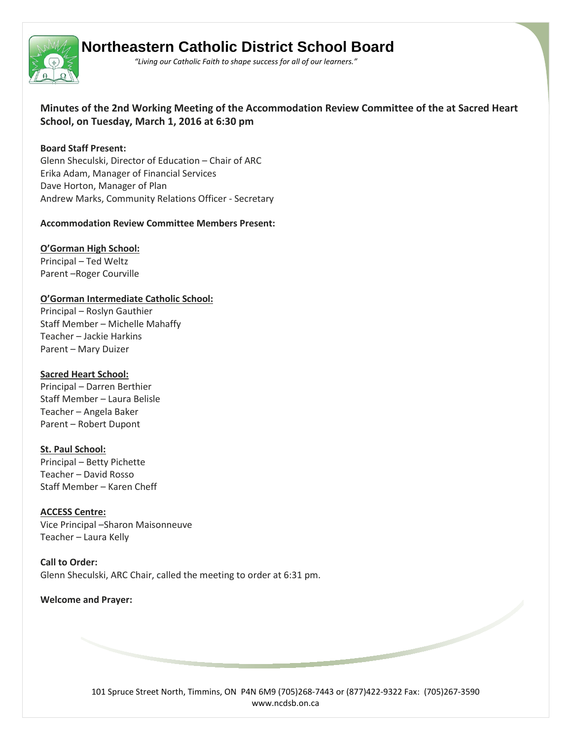# Northeastern Catholic District School Board

*"Living our Catholic Faith to shape success for all of our learners."*

**Minutes of the 2nd Working Meeting of the Accommodation Review Committee of the at Sacred Heart School, on Tuesday, March 1, 2016 at 6:30 pm**

**Board Staff Present:**
Glenn Sheculski, Director of Education – Chair of ARC
Erika Adam, Manager of Financial Services
Dave Horton, Manager of Plan
Andrew Marks, Community Relations Officer - Secretary

**Accommodation Review Committee Members Present:**

**O'Gorman High School:**
Principal – Ted Weltz
Parent –Roger Courville

**O'Gorman Intermediate Catholic School:**
Principal – Roslyn Gauthier
Staff Member – Michelle Mahaffy
Teacher – Jackie Harkins
Parent – Mary Duizer

**Sacred Heart School:**
Principal – Darren Berthier
Staff Member – Laura Belisle
Teacher – Angela Baker
Parent – Robert Dupont

**St. Paul School:**
Principal – Betty Pichette
Teacher – David Rosso
Staff Member – Karen Cheff

**ACCESS Centre:**
Vice Principal –Sharon Maisonneuve
Teacher – Laura Kelly

**Call to Order:**
Glenn Sheculski, ARC Chair, called the meeting to order at 6:31 pm.

**Welcome and Prayer:**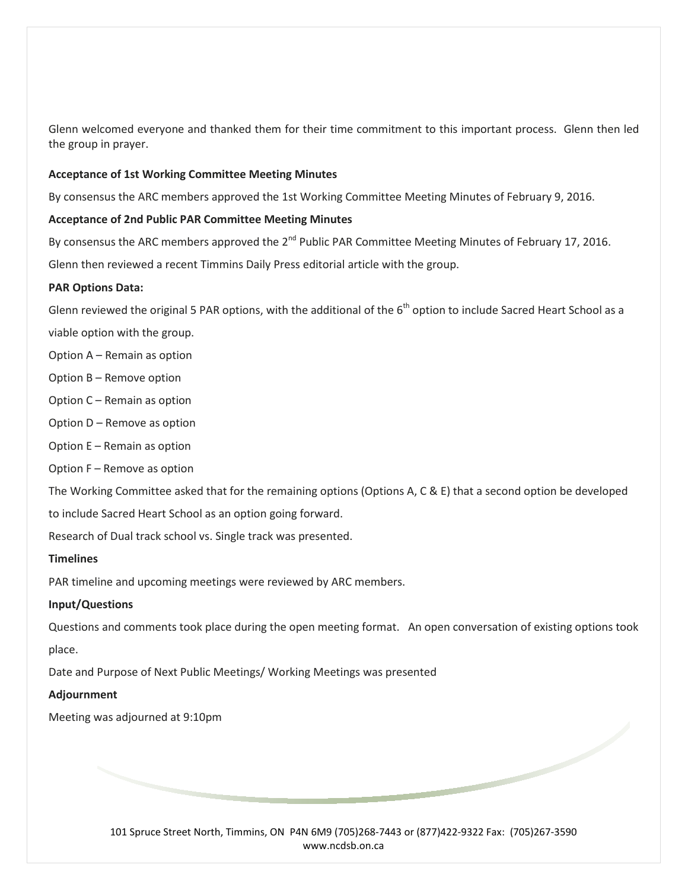Glenn welcomed everyone and thanked them for their time commitment to this important process. Glenn then led the group in prayer.

**Acceptance of 1st Working Committee Meeting Minutes**

By consensus the ARC members approved the 1st Working Committee Meeting Minutes of February 9, 2016.

**Acceptance of 2nd Public PAR Committee Meeting Minutes**

By consensus the ARC members approved the 2nd Public PAR Committee Meeting Minutes of February 17, 2016.

Glenn then reviewed a recent Timmins Daily Press editorial article with the group.

**PAR Options Data:**

Glenn reviewed the original 5 PAR options, with the additional of the 6th option to include Sacred Heart School as a viable option with the group.

Option A – Remain as option

Option B – Remove option

Option C – Remain as option

Option D – Remove as option

Option E – Remain as option

Option F – Remove as option

The Working Committee asked that for the remaining options (Options A, C & E) that a second option be developed to include Sacred Heart School as an option going forward.

Research of Dual track school vs. Single track was presented.

**Timelines**

PAR timeline and upcoming meetings were reviewed by ARC members.

**Input/Questions**

Questions and comments took place during the open meeting format. An open conversation of existing options took place.

Date and Purpose of Next Public Meetings/ Working Meetings was presented

**Adjournment**

Meeting was adjourned at 9:10pm